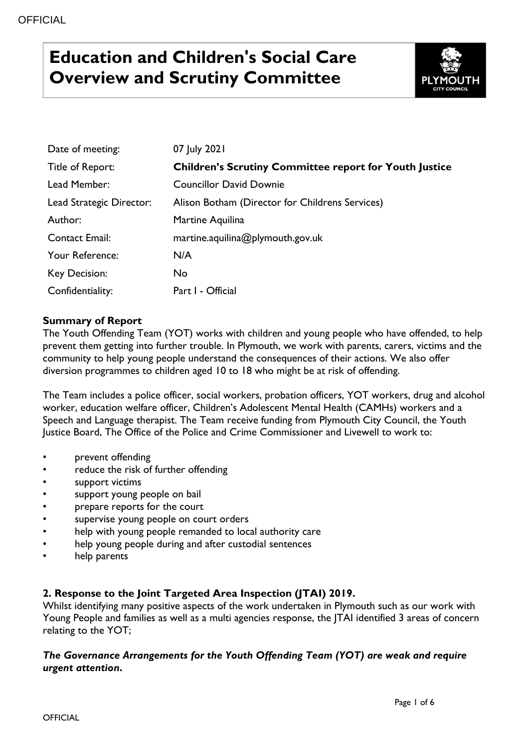# Education and Children's Social Care Overview and Scrutiny Committee

| | |
|---|---|
| Date of meeting: | 07 July 2021 |
| Title of Report: | **Children's Scrutiny Committee report for Youth Justice** |
| Lead Member: | Councillor David Downie |
| Lead Strategic Director: | Alison Botham (Director for Childrens Services) |
| Author: | Martine Aquilina |
| Contact Email: | martine.aquilina@plymouth.gov.uk |
| Your Reference: | N/A |
| Key Decision: | No |
| Confidentiality: | Part I - Official |

**Summary of Report**

The Youth Offending Team (YOT) works with children and young people who have offended, to help prevent them getting into further trouble. In Plymouth, we work with parents, carers, victims and the community to help young people understand the consequences of their actions. We also offer diversion programmes to children aged 10 to 18 who might be at risk of offending.

The Team includes a police officer, social workers, probation officers, YOT workers, drug and alcohol worker, education welfare officer, Children's Adolescent Mental Health (CAMHs) workers and a Speech and Language therapist. The Team receive funding from Plymouth City Council, the Youth Justice Board, The Office of the Police and Crime Commissioner and Livewell to work to:

- prevent offending
- reduce the risk of further offending
- support victims
- support young people on bail
- prepare reports for the court
- supervise young people on court orders
- help with young people remanded to local authority care
- help young people during and after custodial sentences
- help parents

**2. Response to the Joint Targeted Area Inspection (JTAI) 2019.**

Whilst identifying many positive aspects of the work undertaken in Plymouth such as our work with Young People and families as well as a multi agencies response, the JTAI identified 3 areas of concern relating to the YOT;

***The Governance Arrangements for the Youth Offending Team (YOT) are weak and require urgent attention.***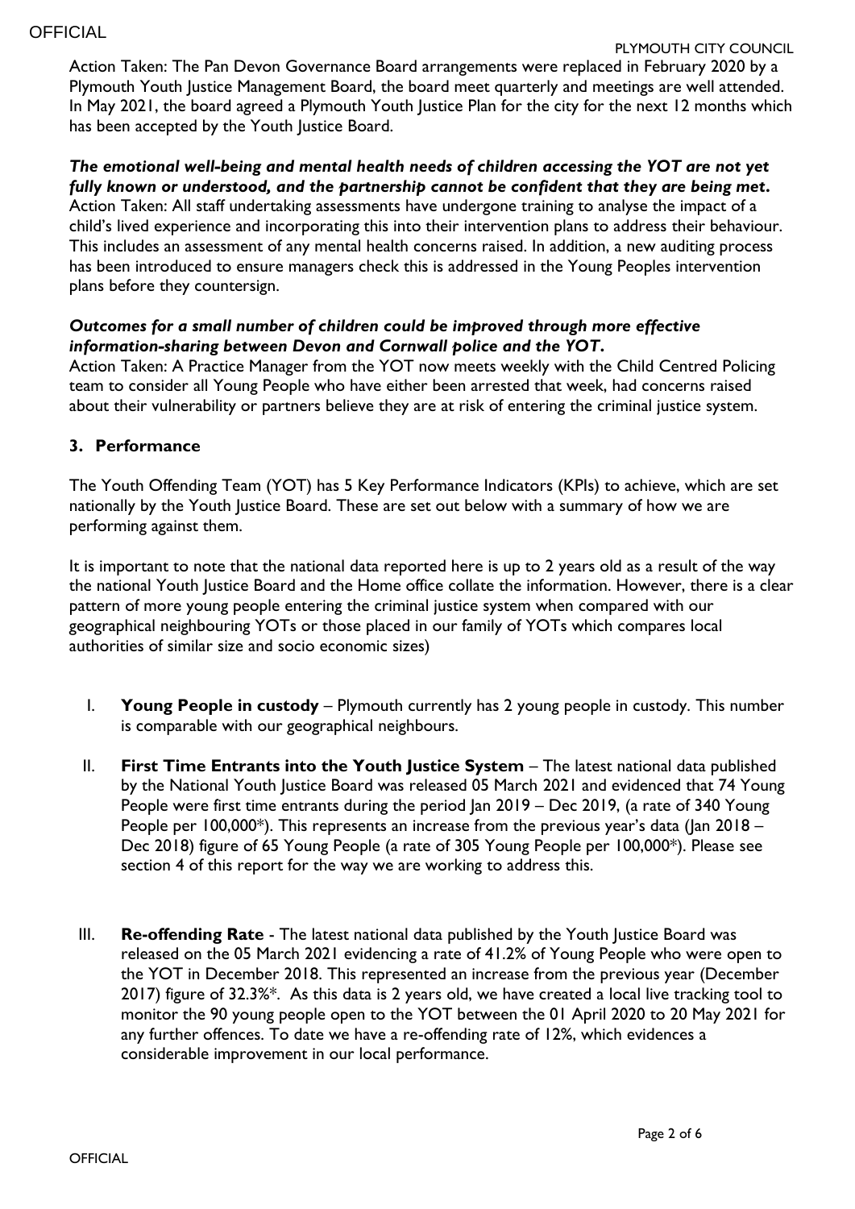Action Taken: The Pan Devon Governance Board arrangements were replaced in February 2020 by a Plymouth Youth Justice Management Board, the board meet quarterly and meetings are well attended. In May 2021, the board agreed a Plymouth Youth Justice Plan for the city for the next 12 months which has been accepted by the Youth Justice Board.

***The emotional well-being and mental health needs of children accessing the YOT are not yet fully known or understood, and the partnership cannot be confident that they are being met.***
Action Taken: All staff undertaking assessments have undergone training to analyse the impact of a child's lived experience and incorporating this into their intervention plans to address their behaviour. This includes an assessment of any mental health concerns raised. In addition, a new auditing process has been introduced to ensure managers check this is addressed in the Young Peoples intervention plans before they countersign.

***Outcomes for a small number of children could be improved through more effective information-sharing between Devon and Cornwall police and the YOT.***
Action Taken: A Practice Manager from the YOT now meets weekly with the Child Centred Policing team to consider all Young People who have either been arrested that week, had concerns raised about their vulnerability or partners believe they are at risk of entering the criminal justice system.

## 3. Performance

The Youth Offending Team (YOT) has 5 Key Performance Indicators (KPIs) to achieve, which are set nationally by the Youth Justice Board. These are set out below with a summary of how we are performing against them.

It is important to note that the national data reported here is up to 2 years old as a result of the way the national Youth Justice Board and the Home office collate the information. However, there is a clear pattern of more young people entering the criminal justice system when compared with our geographical neighbouring YOTs or those placed in our family of YOTs which compares local authorities of similar size and socio economic sizes)

I. **Young People in custody** – Plymouth currently has 2 young people in custody. This number is comparable with our geographical neighbours.

II. **First Time Entrants into the Youth Justice System** – The latest national data published by the National Youth Justice Board was released 05 March 2021 and evidenced that 74 Young People were first time entrants during the period Jan 2019 – Dec 2019, (a rate of 340 Young People per 100,000*). This represents an increase from the previous year's data (Jan 2018 – Dec 2018) figure of 65 Young People (a rate of 305 Young People per 100,000*). Please see section 4 of this report for the way we are working to address this.

III. **Re-offending Rate** - The latest national data published by the Youth Justice Board was released on the 05 March 2021 evidencing a rate of 41.2% of Young People who were open to the YOT in December 2018. This represented an increase from the previous year (December 2017) figure of 32.3%*. As this data is 2 years old, we have created a local live tracking tool to monitor the 90 young people open to the YOT between the 01 April 2020 to 20 May 2021 for any further offences. To date we have a re-offending rate of 12%, which evidences a considerable improvement in our local performance.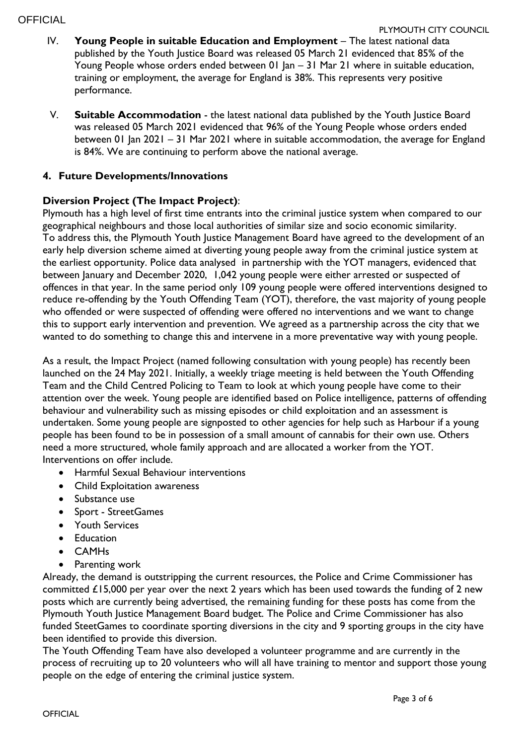IV. **Young People in suitable Education and Employment** – The latest national data published by the Youth Justice Board was released 05 March 21 evidenced that 85% of the Young People whose orders ended between 01 Jan – 31 Mar 21 where in suitable education, training or employment, the average for England is 38%. This represents very positive performance.

V. **Suitable Accommodation** - the latest national data published by the Youth Justice Board was released 05 March 2021 evidenced that 96% of the Young People whose orders ended between 01 Jan 2021 – 31 Mar 2021 where in suitable accommodation, the average for England is 84%. We are continuing to perform above the national average.

## 4. Future Developments/Innovations

**Diversion Project (The Impact Project)**:

Plymouth has a high level of first time entrants into the criminal justice system when compared to our geographical neighbours and those local authorities of similar size and socio economic similarity. To address this, the Plymouth Youth Justice Management Board have agreed to the development of an early help diversion scheme aimed at diverting young people away from the criminal justice system at the earliest opportunity. Police data analysed in partnership with the YOT managers, evidenced that between January and December 2020, 1,042 young people were either arrested or suspected of offences in that year. In the same period only 109 young people were offered interventions designed to reduce re-offending by the Youth Offending Team (YOT), therefore, the vast majority of young people who offended or were suspected of offending were offered no interventions and we want to change this to support early intervention and prevention. We agreed as a partnership across the city that we wanted to do something to change this and intervene in a more preventative way with young people.

As a result, the Impact Project (named following consultation with young people) has recently been launched on the 24 May 2021. Initially, a weekly triage meeting is held between the Youth Offending Team and the Child Centred Policing to Team to look at which young people have come to their attention over the week. Young people are identified based on Police intelligence, patterns of offending behaviour and vulnerability such as missing episodes or child exploitation and an assessment is undertaken. Some young people are signposted to other agencies for help such as Harbour if a young people has been found to be in possession of a small amount of cannabis for their own use. Others need a more structured, whole family approach and are allocated a worker from the YOT. Interventions on offer include.

- Harmful Sexual Behaviour interventions
- Child Exploitation awareness
- Substance use
- Sport - StreetGames
- Youth Services
- Education
- CAMHs
- Parenting work

Already, the demand is outstripping the current resources, the Police and Crime Commissioner has committed £15,000 per year over the next 2 years which has been used towards the funding of 2 new posts which are currently being advertised, the remaining funding for these posts has come from the Plymouth Youth Justice Management Board budget. The Police and Crime Commissioner has also funded SteetGames to coordinate sporting diversions in the city and 9 sporting groups in the city have been identified to provide this diversion.

The Youth Offending Team have also developed a volunteer programme and are currently in the process of recruiting up to 20 volunteers who will all have training to mentor and support those young people on the edge of entering the criminal justice system.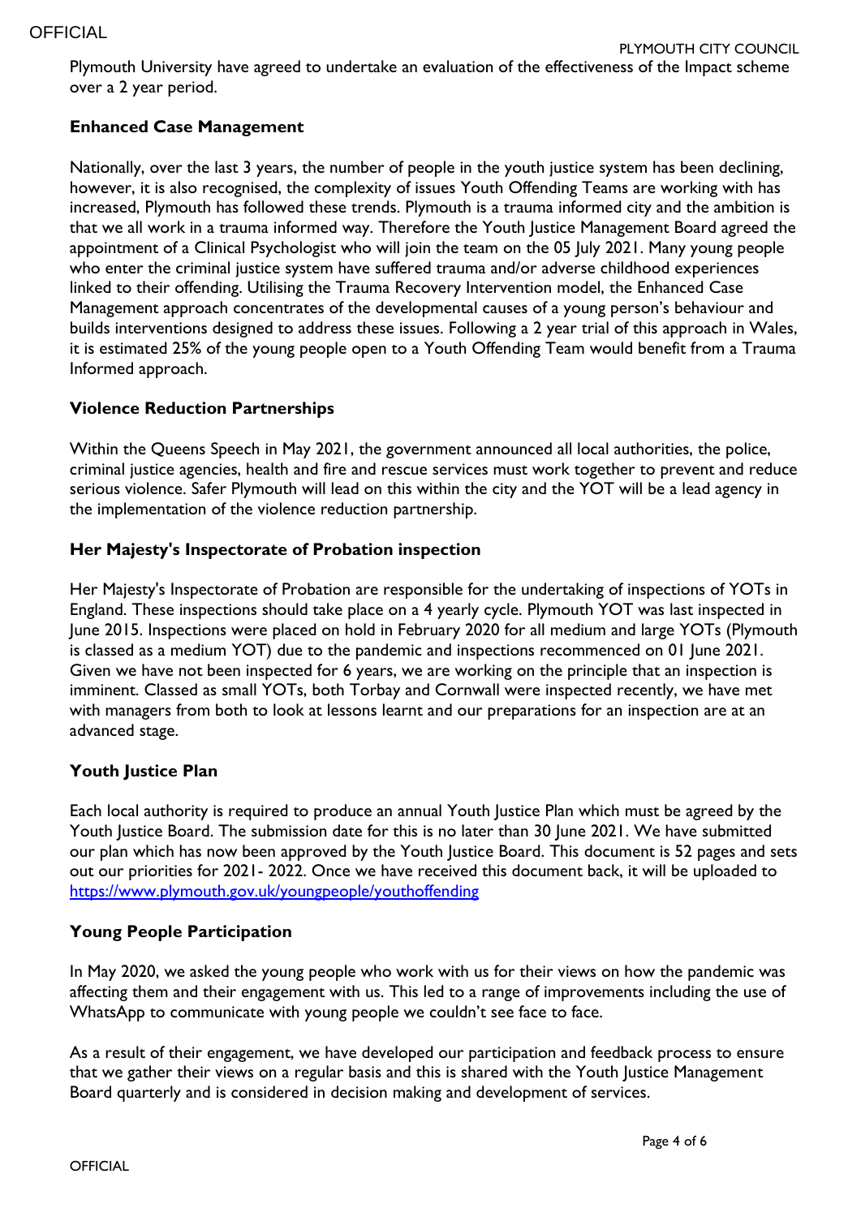Plymouth University have agreed to undertake an evaluation of the effectiveness of the Impact scheme over a 2 year period.

**Enhanced Case Management**

Nationally, over the last 3 years, the number of people in the youth justice system has been declining, however, it is also recognised, the complexity of issues Youth Offending Teams are working with has increased, Plymouth has followed these trends. Plymouth is a trauma informed city and the ambition is that we all work in a trauma informed way. Therefore the Youth Justice Management Board agreed the appointment of a Clinical Psychologist who will join the team on the 05 July 2021. Many young people who enter the criminal justice system have suffered trauma and/or adverse childhood experiences linked to their offending. Utilising the Trauma Recovery Intervention model, the Enhanced Case Management approach concentrates of the developmental causes of a young person's behaviour and builds interventions designed to address these issues. Following a 2 year trial of this approach in Wales, it is estimated 25% of the young people open to a Youth Offending Team would benefit from a Trauma Informed approach.

**Violence Reduction Partnerships**

Within the Queens Speech in May 2021, the government announced all local authorities, the police, criminal justice agencies, health and fire and rescue services must work together to prevent and reduce serious violence. Safer Plymouth will lead on this within the city and the YOT will be a lead agency in the implementation of the violence reduction partnership.

**Her Majesty's Inspectorate of Probation inspection**

Her Majesty's Inspectorate of Probation are responsible for the undertaking of inspections of YOTs in England. These inspections should take place on a 4 yearly cycle. Plymouth YOT was last inspected in June 2015. Inspections were placed on hold in February 2020 for all medium and large YOTs (Plymouth is classed as a medium YOT) due to the pandemic and inspections recommenced on 01 June 2021. Given we have not been inspected for 6 years, we are working on the principle that an inspection is imminent. Classed as small YOTs, both Torbay and Cornwall were inspected recently, we have met with managers from both to look at lessons learnt and our preparations for an inspection are at an advanced stage.

**Youth Justice Plan**

Each local authority is required to produce an annual Youth Justice Plan which must be agreed by the Youth Justice Board. The submission date for this is no later than 30 June 2021. We have submitted our plan which has now been approved by the Youth Justice Board. This document is 52 pages and sets out our priorities for 2021- 2022. Once we have received this document back, it will be uploaded to https://www.plymouth.gov.uk/youngpeople/youthoffending

**Young People Participation**

In May 2020, we asked the young people who work with us for their views on how the pandemic was affecting them and their engagement with us. This led to a range of improvements including the use of WhatsApp to communicate with young people we couldn't see face to face.

As a result of their engagement, we have developed our participation and feedback process to ensure that we gather their views on a regular basis and this is shared with the Youth Justice Management Board quarterly and is considered in decision making and development of services.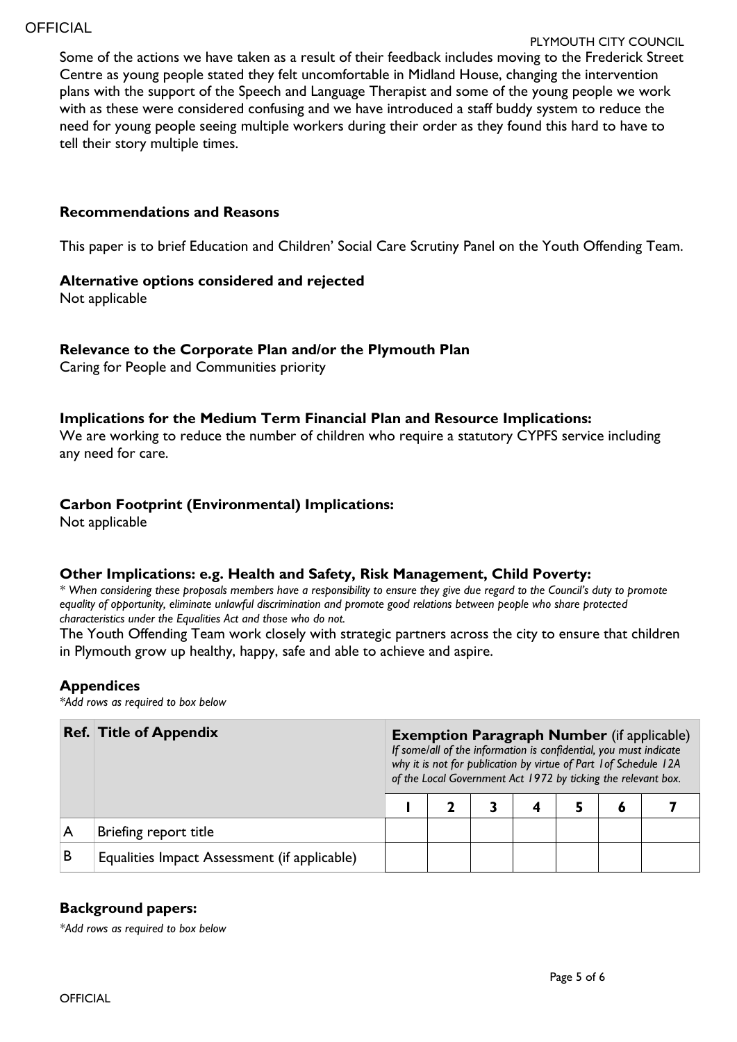Some of the actions we have taken as a result of their feedback includes moving to the Frederick Street Centre as young people stated they felt uncomfortable in Midland House, changing the intervention plans with the support of the Speech and Language Therapist and some of the young people we work with as these were considered confusing and we have introduced a staff buddy system to reduce the need for young people seeing multiple workers during their order as they found this hard to have to tell their story multiple times.

**Recommendations and Reasons**

This paper is to brief Education and Children' Social Care Scrutiny Panel on the Youth Offending Team.

**Alternative options considered and rejected**

Not applicable

**Relevance to the Corporate Plan and/or the Plymouth Plan**

Caring for People and Communities priority

**Implications for the Medium Term Financial Plan and Resource Implications:**

We are working to reduce the number of children who require a statutory CYPFS service including any need for care.

**Carbon Footprint (Environmental) Implications:**

Not applicable

**Other Implications: e.g. Health and Safety, Risk Management, Child Poverty:**

*\* When considering these proposals members have a responsibility to ensure they give due regard to the Council's duty to promote equality of opportunity, eliminate unlawful discrimination and promote good relations between people who share protected characteristics under the Equalities Act and those who do not.*

The Youth Offending Team work closely with strategic partners across the city to ensure that children in Plymouth grow up healthy, happy, safe and able to achieve and aspire.

**Appendices**

*\*Add rows as required to box below*

| Ref. | Title of Appendix | **Exemption Paragraph Number** (if applicable) *If some/all of the information is confidential, you must indicate why it is not for publication by virtue of Part 1of Schedule 12A of the Local Government Act 1972 by ticking the relevant box.* | | | | | | |
|---|---|---|---|---|---|---|---|---|
| | | **1** | **2** | **3** | **4** | **5** | **6** | **7** |
| A | Briefing report title | | | | | | | |
| B | Equalities Impact Assessment (if applicable) | | | | | | | |

**Background papers:**

*\*Add rows as required to box below*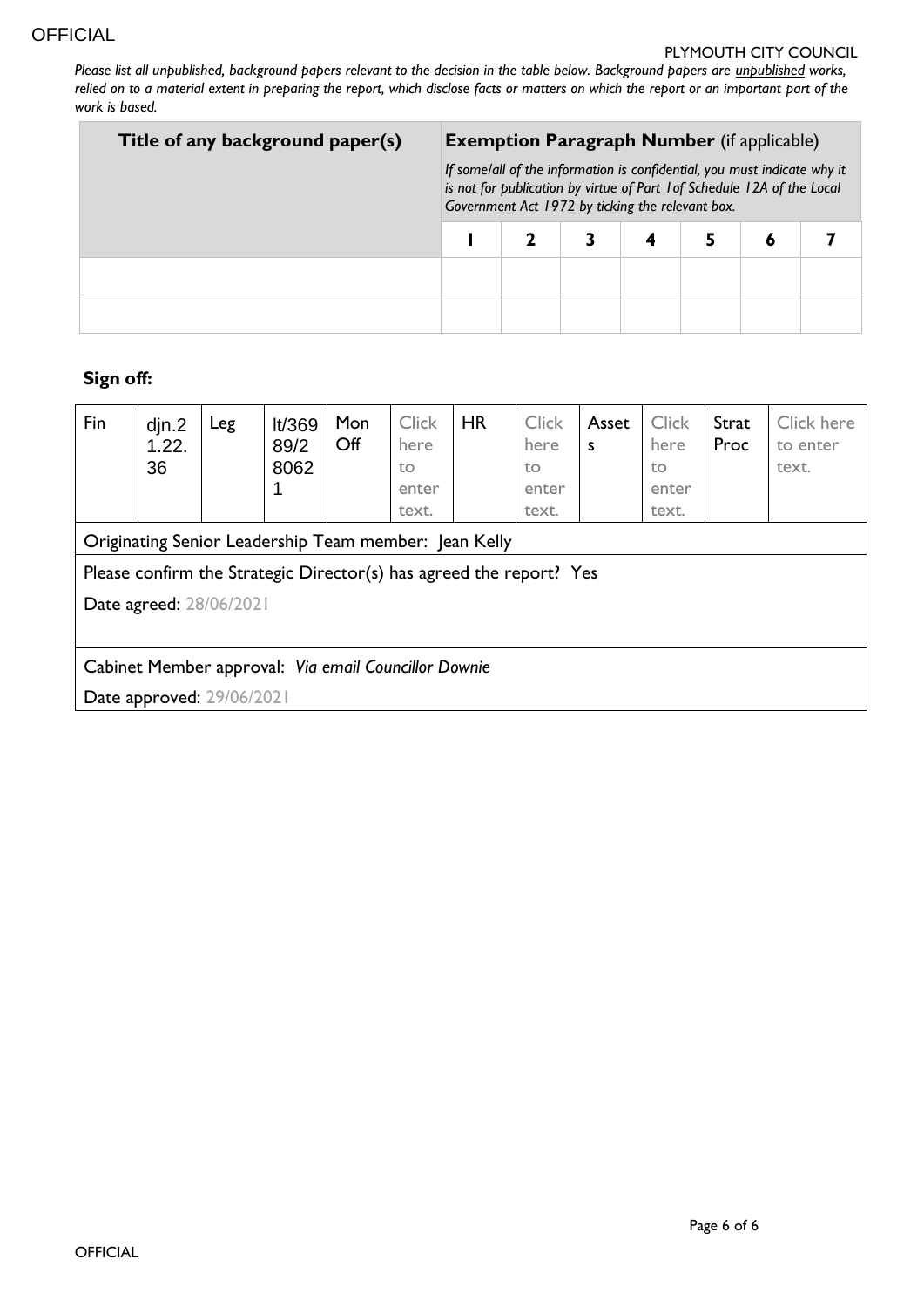*Please list all unpublished, background papers relevant to the decision in the table below. Background papers are unpublished works, relied on to a material extent in preparing the report, which disclose facts or matters on which the report or an important part of the work is based.*

| Title of any background paper(s) | Exemption Paragraph Number (if applicable) *If some/all of the information is confidential, you must indicate why it is not for publication by virtue of Part 1of Schedule 12A of the Local Government Act 1972 by ticking the relevant box.* | | | | | | |
|---|---|---|---|---|---|---|---|
| | 1 | 2 | 3 | 4 | 5 | 6 | 7 |
| | | | | | | | |
| | | | | | | | |

**Sign off:**

| Fin | djn.21.22.36 | Leg | lt/36989/280621 | Mon Off | Click here to enter text. | HR | Click here to enter text. | Assets | Click here to enter text. | Strat Proc | Click here to enter text. |
|---|---|---|---|---|---|---|---|---|---|---|---|

Originating Senior Leadership Team member: Jean Kelly

Please confirm the Strategic Director(s) has agreed the report? Yes

Date agreed: 28/06/2021

Cabinet Member approval: *Via email Councillor Downie*

Date approved: 29/06/2021